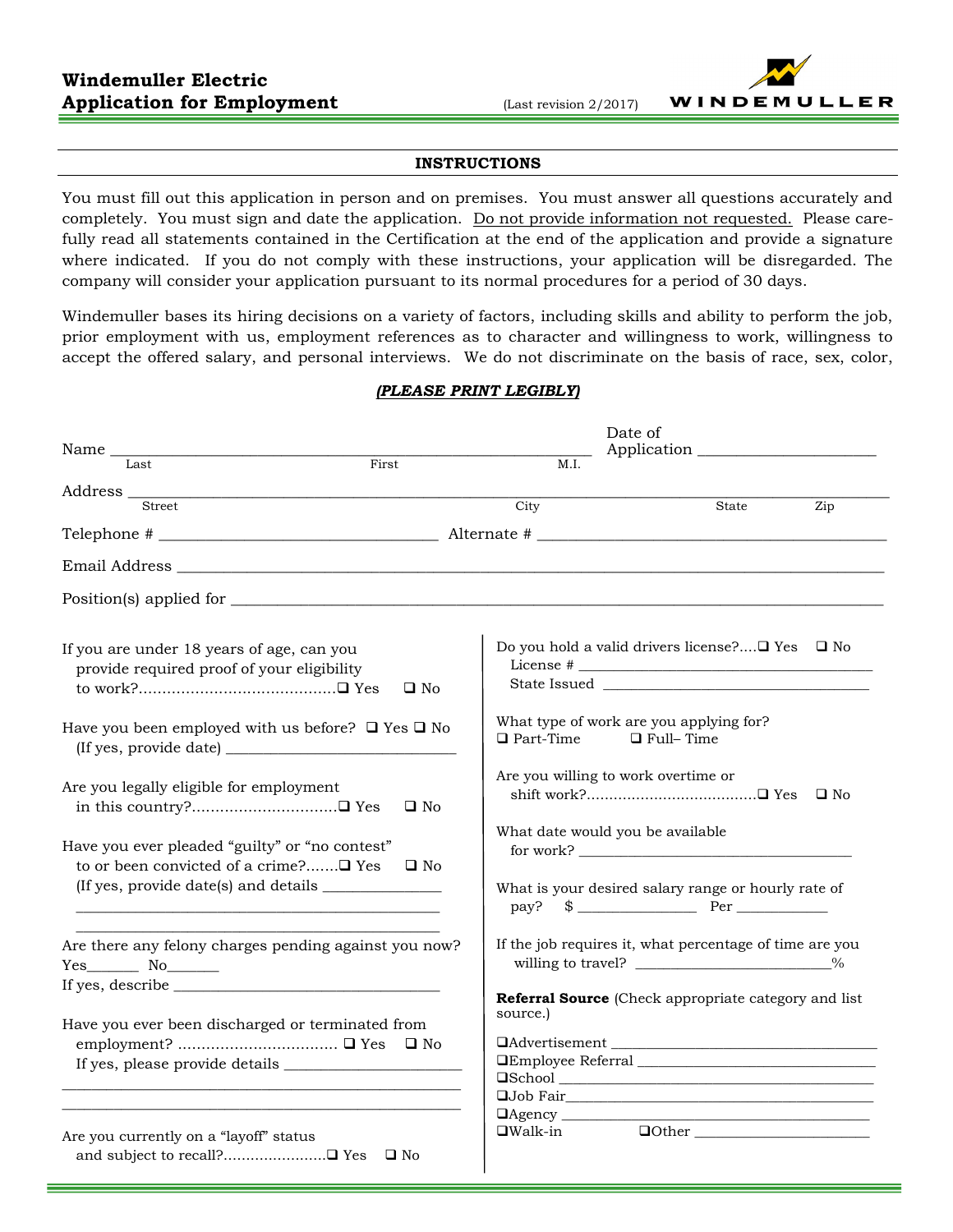# Windemuller Electric
## Application for Employment

(Last revision 2/2017)

WINDEMULLER

---

**INSTRUCTIONS**

You must fill out this application in person and on premises. You must answer all questions accurately and completely. You must sign and date the application. Do not provide information not requested. Please carefully read all statements contained in the Certification at the end of the application and provide a signature where indicated. If you do not comply with these instructions, your application will be disregarded. The company will consider your application pursuant to its normal procedures for a period of 30 days.

Windemuller bases its hiring decisions on a variety of factors, including skills and ability to perform the job, prior employment with us, employment references as to character and willingness to work, willingness to accept the offered salary, and personal interviews. We do not discriminate on the basis of race, sex, color,

***(PLEASE PRINT LEGIBLY)***

Name ______________________________________________ Date of Application ____________________
Last First M.I.

Address ____________________________________________________________________________
Street City State Zip

Telephone # ______________________________ Alternate # ______________________________

Email Address ______________________________________________________________________

Position(s) applied for _______________________________________________________________

If you are under 18 years of age, can you provide required proof of your eligibility to work?........................................ ❑ Yes ❑ No

Have you been employed with us before? ❑ Yes ❑ No
(If yes, provide date) ________________________

Are you legally eligible for employment in this country?.............................. ❑ Yes ❑ No

Have you ever pleaded "guilty" or "no contest" to or been convicted of a crime?....... ❑ Yes ❑ No
(If yes, provide date(s) and details ______________
_____________________________________________
_____________________________________________

Are there any felony charges pending against you now?
Yes_______ No_______
If yes, describe ______________________________

Have you ever been discharged or terminated from employment? ................................. ❑ Yes ❑ No
If yes, please provide details ____________________
_____________________________________________
_____________________________________________

Are you currently on a "layoff" status and subject to recall?...................... ❑ Yes ❑ No

Do you hold a valid drivers license?.... ❑ Yes ❑ No
License # ____________________________________
State Issued __________________________________

What type of work are you applying for?
❑ Part-Time ❑ Full– Time

Are you willing to work overtime or shift work?..................................... ❑ Yes ❑ No

What date would you be available for work? _________________________________

What is your desired salary range or hourly rate of pay? $ ______________ Per ___________

If the job requires it, what percentage of time are you willing to travel? ________________________%

**Referral Source** (Check appropriate category and list source.)

❑Advertisement ______________________________
❑Employee Referral ___________________________
❑School ____________________________________
❑Job Fair____________________________________
❑Agency ____________________________________
❑Walk-in ❑Other ______________________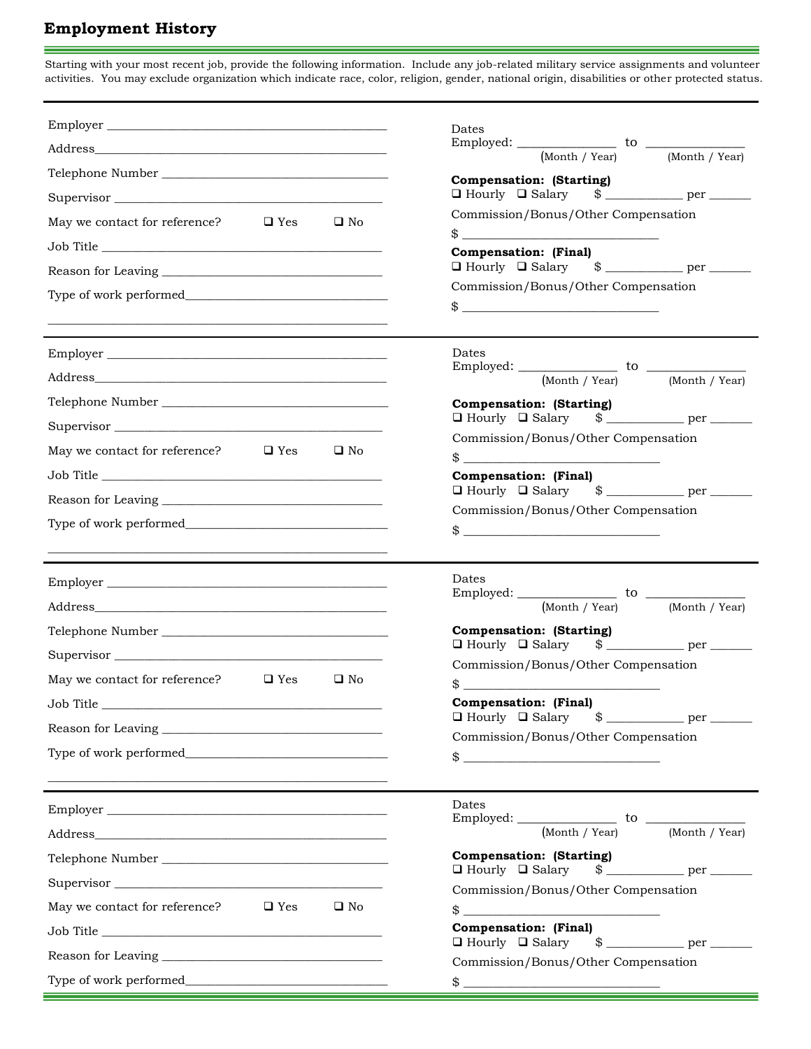## Employment History

Starting with your most recent job, provide the following information. Include any job-related military service assignments and volunteer activities. You may exclude organization which indicate race, color, religion, gender, national origin, disabilities or other protected status.

---

Employer ______________________________________________

Address______________________________________________

Telephone Number ______________________________________

Supervisor ____________________________________________

May we contact for reference? ❑ Yes ❑ No

Job Title _____________________________________________

Reason for Leaving _____________________________________

Type of work performed__________________________________

_____________________________________________________

Dates Employed: ______________ to ______________
(Month / Year) (Month / Year)

**Compensation: (Starting)**
❑ Hourly ❑ Salary $ ___________ per ______

Commission/Bonus/Other Compensation

$ ____________________________

**Compensation: (Final)**
❑ Hourly ❑ Salary $ ___________ per ______

Commission/Bonus/Other Compensation

$ ____________________________

---

Employer ______________________________________________

Address______________________________________________

Telephone Number ______________________________________

Supervisor ____________________________________________

May we contact for reference? ❑ Yes ❑ No

Job Title _____________________________________________

Reason for Leaving _____________________________________

Type of work performed__________________________________

_____________________________________________________

Dates Employed: ______________ to ______________
(Month / Year) (Month / Year)

**Compensation: (Starting)**
❑ Hourly ❑ Salary $ ___________ per ______

Commission/Bonus/Other Compensation

$ ____________________________

**Compensation: (Final)**
❑ Hourly ❑ Salary $ ___________ per ______

Commission/Bonus/Other Compensation

$ ____________________________

---

Employer ______________________________________________

Address______________________________________________

Telephone Number ______________________________________

Supervisor ____________________________________________

May we contact for reference? ❑ Yes ❑ No

Job Title _____________________________________________

Reason for Leaving _____________________________________

Type of work performed__________________________________

_____________________________________________________

Dates Employed: ______________ to ______________
(Month / Year) (Month / Year)

**Compensation: (Starting)**
❑ Hourly ❑ Salary $ ___________ per ______

Commission/Bonus/Other Compensation

$ ____________________________

**Compensation: (Final)**
❑ Hourly ❑ Salary $ ___________ per ______

Commission/Bonus/Other Compensation

$ ____________________________

---

Employer ______________________________________________

Address______________________________________________

Telephone Number ______________________________________

Supervisor ____________________________________________

May we contact for reference? ❑ Yes ❑ No

Job Title _____________________________________________

Reason for Leaving _____________________________________

Type of work performed__________________________________

Dates Employed: ______________ to ______________
(Month / Year) (Month / Year)

**Compensation: (Starting)**
❑ Hourly ❑ Salary $ ___________ per ______

Commission/Bonus/Other Compensation

$ ____________________________

**Compensation: (Final)**
❑ Hourly ❑ Salary $ ___________ per ______

Commission/Bonus/Other Compensation

$ ____________________________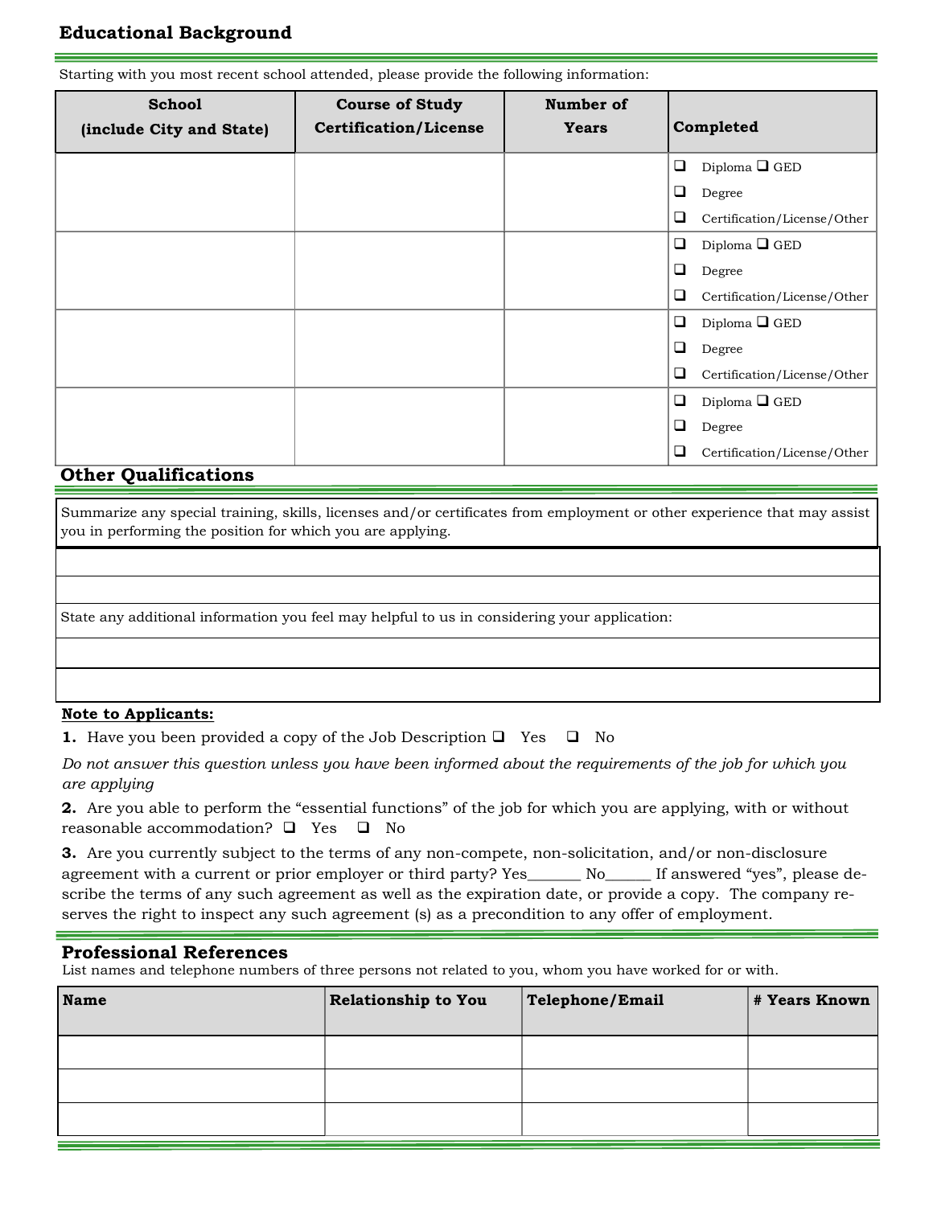## Educational Background

Starting with you most recent school attended, please provide the following information:

| School (include City and State) | Course of Study Certification/License | Number of Years | Completed |
|---|---|---|---|
| | | | ❑ Diploma ❑ GED<br>❑ Degree<br>❑ Certification/License/Other |
| | | | ❑ Diploma ❑ GED<br>❑ Degree<br>❑ Certification/License/Other |
| | | | ❑ Diploma ❑ GED<br>❑ Degree<br>❑ Certification/License/Other |
| | | | ❑ Diploma ❑ GED<br>❑ Degree<br>❑ Certification/License/Other |

## Other Qualifications

Summarize any special training, skills, licenses and/or certificates from employment or other experience that may assist you in performing the position for which you are applying.

State any additional information you feel may helpful to us in considering your application:

**Note to Applicants:**

**1.** Have you been provided a copy of the Job Description ❑ Yes ❑ No

*Do not answer this question unless you have been informed about the requirements of the job for which you are applying*

**2.** Are you able to perform the "essential functions" of the job for which you are applying, with or without reasonable accommodation? ❑ Yes ❑ No

**3.** Are you currently subject to the terms of any non-compete, non-solicitation, and/or non-disclosure agreement with a current or prior employer or third party? Yes_______ No______ If answered "yes", please describe the terms of any such agreement as well as the expiration date, or provide a copy. The company reserves the right to inspect any such agreement (s) as a precondition to any offer of employment.

## Professional References

List names and telephone numbers of three persons not related to you, whom you have worked for or with.

| Name | Relationship to You | Telephone/Email | # Years Known |
|---|---|---|---|
| | | | |
| | | | |
| | | | |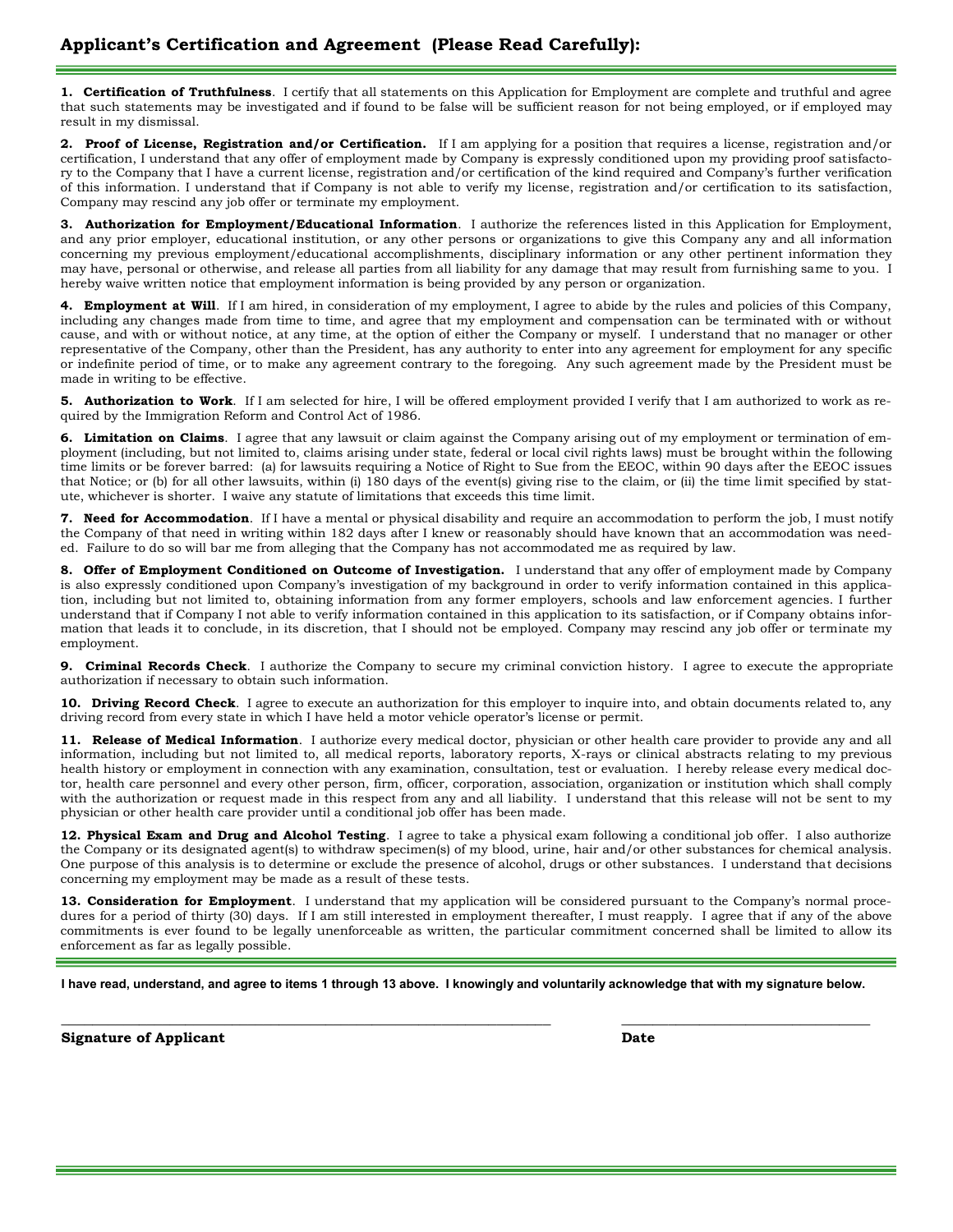## Applicant's Certification and Agreement (Please Read Carefully):

**1. Certification of Truthfulness**. I certify that all statements on this Application for Employment are complete and truthful and agree that such statements may be investigated and if found to be false will be sufficient reason for not being employed, or if employed may result in my dismissal.

**2. Proof of License, Registration and/or Certification.** If I am applying for a position that requires a license, registration and/or certification, I understand that any offer of employment made by Company is expressly conditioned upon my providing proof satisfactory to the Company that I have a current license, registration and/or certification of the kind required and Company's further verification of this information. I understand that if Company is not able to verify my license, registration and/or certification to its satisfaction, Company may rescind any job offer or terminate my employment.

**3. Authorization for Employment/Educational Information**. I authorize the references listed in this Application for Employment, and any prior employer, educational institution, or any other persons or organizations to give this Company any and all information concerning my previous employment/educational accomplishments, disciplinary information or any other pertinent information they may have, personal or otherwise, and release all parties from all liability for any damage that may result from furnishing same to you. I hereby waive written notice that employment information is being provided by any person or organization.

**4. Employment at Will**. If I am hired, in consideration of my employment, I agree to abide by the rules and policies of this Company, including any changes made from time to time, and agree that my employment and compensation can be terminated with or without cause, and with or without notice, at any time, at the option of either the Company or myself. I understand that no manager or other representative of the Company, other than the President, has any authority to enter into any agreement for employment for any specific or indefinite period of time, or to make any agreement contrary to the foregoing. Any such agreement made by the President must be made in writing to be effective.

**5. Authorization to Work**. If I am selected for hire, I will be offered employment provided I verify that I am authorized to work as required by the Immigration Reform and Control Act of 1986.

**6. Limitation on Claims**. I agree that any lawsuit or claim against the Company arising out of my employment or termination of employment (including, but not limited to, claims arising under state, federal or local civil rights laws) must be brought within the following time limits or be forever barred: (a) for lawsuits requiring a Notice of Right to Sue from the EEOC, within 90 days after the EEOC issues that Notice; or (b) for all other lawsuits, within (i) 180 days of the event(s) giving rise to the claim, or (ii) the time limit specified by statute, whichever is shorter. I waive any statute of limitations that exceeds this time limit.

**7. Need for Accommodation**. If I have a mental or physical disability and require an accommodation to perform the job, I must notify the Company of that need in writing within 182 days after I knew or reasonably should have known that an accommodation was needed. Failure to do so will bar me from alleging that the Company has not accommodated me as required by law.

**8. Offer of Employment Conditioned on Outcome of Investigation.** I understand that any offer of employment made by Company is also expressly conditioned upon Company's investigation of my background in order to verify information contained in this application, including but not limited to, obtaining information from any former employers, schools and law enforcement agencies. I further understand that if Company I not able to verify information contained in this application to its satisfaction, or if Company obtains information that leads it to conclude, in its discretion, that I should not be employed. Company may rescind any job offer or terminate my employment.

**9. Criminal Records Check**. I authorize the Company to secure my criminal conviction history. I agree to execute the appropriate authorization if necessary to obtain such information.

**10. Driving Record Check**. I agree to execute an authorization for this employer to inquire into, and obtain documents related to, any driving record from every state in which I have held a motor vehicle operator's license or permit.

**11. Release of Medical Information**. I authorize every medical doctor, physician or other health care provider to provide any and all information, including but not limited to, all medical reports, laboratory reports, X-rays or clinical abstracts relating to my previous health history or employment in connection with any examination, consultation, test or evaluation. I hereby release every medical doctor, health care personnel and every other person, firm, officer, corporation, association, organization or institution which shall comply with the authorization or request made in this respect from any and all liability. I understand that this release will not be sent to my physician or other health care provider until a conditional job offer has been made.

**12. Physical Exam and Drug and Alcohol Testing**. I agree to take a physical exam following a conditional job offer. I also authorize the Company or its designated agent(s) to withdraw specimen(s) of my blood, urine, hair and/or other substances for chemical analysis. One purpose of this analysis is to determine or exclude the presence of alcohol, drugs or other substances. I understand that decisions concerning my employment may be made as a result of these tests.

**13. Consideration for Employment**. I understand that my application will be considered pursuant to the Company's normal procedures for a period of thirty (30) days. If I am still interested in employment thereafter, I must reapply. I agree that if any of the above commitments is ever found to be legally unenforceable as written, the particular commitment concerned shall be limited to allow its enforcement as far as legally possible.

**I have read, understand, and agree to items 1 through 13 above. I knowingly and voluntarily acknowledge that with my signature below.**

\_\_\_\_\_\_\_\_\_\_\_\_\_\_\_\_\_\_\_\_\_\_\_\_\_\_\_\_\_\_\_\_\_\_\_\_\_\_\_\_ \_\_\_\_\_\_\_\_\_\_\_\_\_\_\_\_\_\_\_\_\_\_\_\_

**Signature of Applicant** **Date**